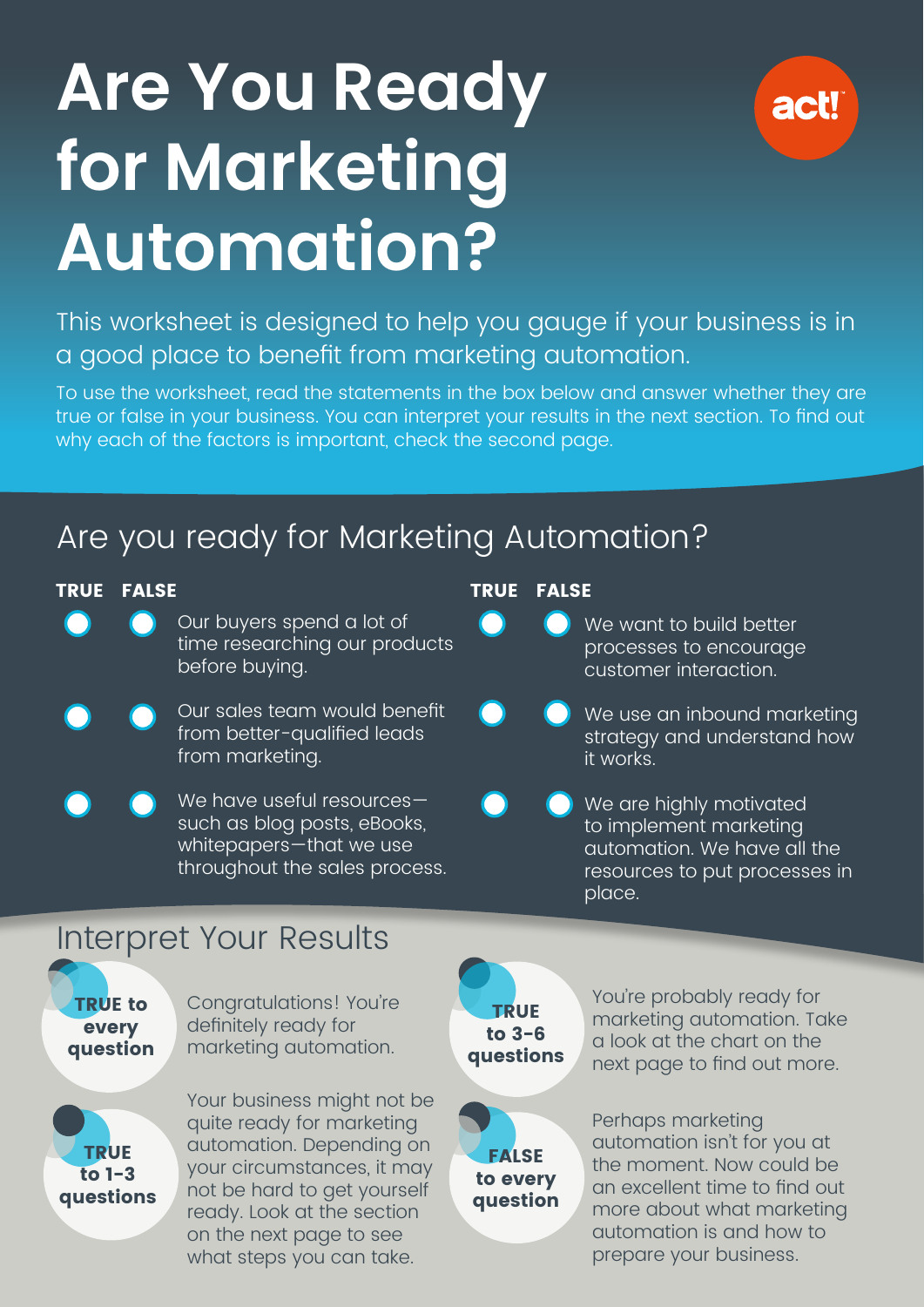# Are You Ready for Marketing Automation?

act!

This worksheet is designed to help you gauge if your business is in a good place to benefit from marketing automation.

To use the worksheet, read the statements in the box below and answer whether they are true or false in your business. You can interpret your results in the next section. To find out why each of the factors is important, check the second page.

## Are you ready for Marketing Automation?

| TRUE | FALSE | Statement |
|---|---|---|
| ○ | ○ | Our buyers spend a lot of time researching our products before buying. |
| ○ | ○ | Our sales team would benefit from better-qualified leads from marketing. |
| ○ | ○ | We have useful resources—such as blog posts, eBooks, whitepapers—that we use throughout the sales process. |
| ○ | ○ | We want to build better processes to encourage customer interaction. |
| ○ | ○ | We use an inbound marketing strategy and understand how it works. |
| ○ | ○ | We are highly motivated to implement marketing automation. We have all the resources to put processes in place. |

## Interpret Your Results

**TRUE to every question**
Congratulations! You're definitely ready for marketing automation.

**TRUE to 3-6 questions**
You're probably ready for marketing automation. Take a look at the chart on the next page to find out more.

**TRUE to 1-3 questions**
Your business might not be quite ready for marketing automation. Depending on your circumstances, it may not be hard to get yourself ready. Look at the section on the next page to see what steps you can take.

**FALSE to every question**
Perhaps marketing automation isn't for you at the moment. Now could be an excellent time to find out more about what marketing automation is and how to prepare your business.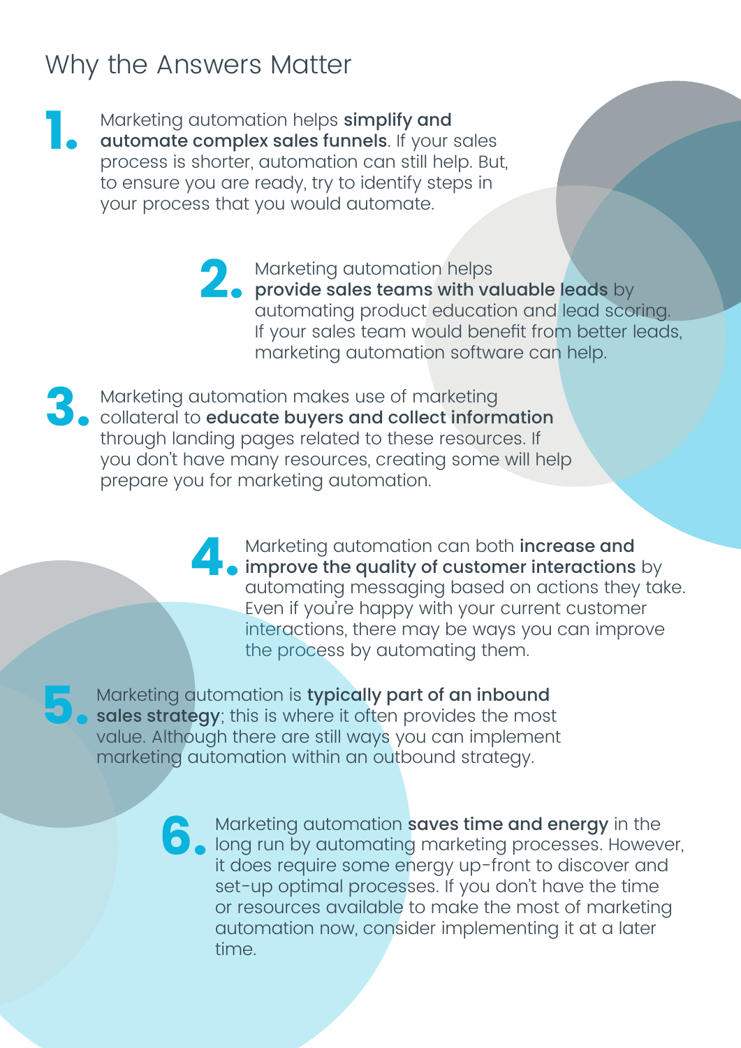# Why the Answers Matter

1. Marketing automation helps **simplify and automate complex sales funnels**. If your sales process is shorter, automation can still help. But, to ensure you are ready, try to identify steps in your process that you would automate.

2. Marketing automation helps **provide sales teams with valuable leads** by automating product education and lead scoring. If your sales team would benefit from better leads, marketing automation software can help.

3. Marketing automation makes use of marketing collateral to **educate buyers and collect information** through landing pages related to these resources. If you don't have many resources, creating some will help prepare you for marketing automation.

4. Marketing automation can both **increase and improve the quality of customer interactions** by automating messaging based on actions they take. Even if you're happy with your current customer interactions, there may be ways you can improve the process by automating them.

5. Marketing automation is **typically part of an inbound sales strategy**; this is where it often provides the most value. Although there are still ways you can implement marketing automation within an outbound strategy.

6. Marketing automation **saves time and energy** in the long run by automating marketing processes. However, it does require some energy up-front to discover and set-up optimal processes. If you don't have the time or resources available to make the most of marketing automation now, consider implementing it at a later time.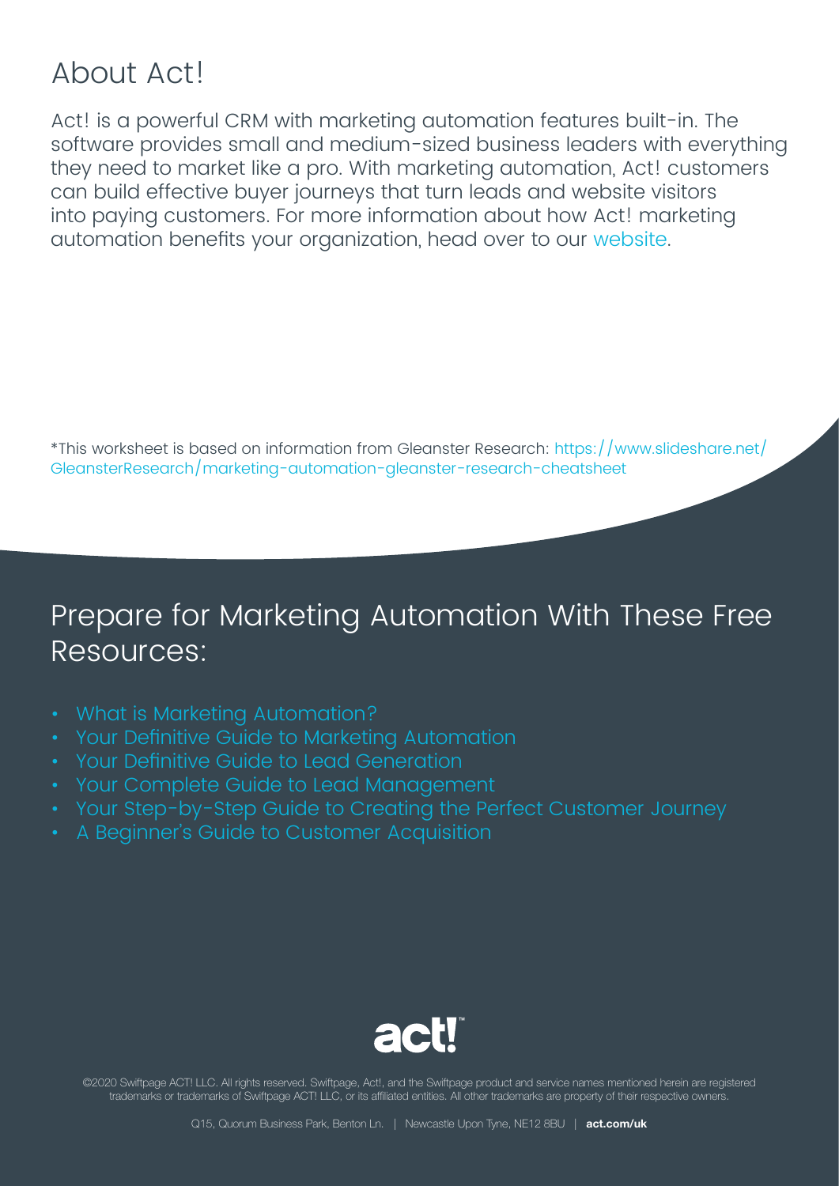# About Act!

Act! is a powerful CRM with marketing automation features built-in. The software provides small and medium-sized business leaders with everything they need to market like a pro. With marketing automation, Act! customers can build effective buyer journeys that turn leads and website visitors into paying customers. For more information about how Act! marketing automation benefits your organization, head over to our website.

*This worksheet is based on information from Gleanster Research: https://www.slideshare.net/GleansterResearch/marketing-automation-gleanster-research-cheatsheet

## Prepare for Marketing Automation With These Free Resources:

- What is Marketing Automation?
- Your Definitive Guide to Marketing Automation
- Your Definitive Guide to Lead Generation
- Your Complete Guide to Lead Management
- Your Step-by-Step Guide to Creating the Perfect Customer Journey
- A Beginner's Guide to Customer Acquisition

act!™

©2020 Swiftpage ACT! LLC. All rights reserved. Swiftpage, Act!, and the Swiftpage product and service names mentioned herein are registered trademarks or trademarks of Swiftpage ACT! LLC, or its affiliated entities. All other trademarks are property of their respective owners.

Q15, Quorum Business Park, Benton Ln. | Newcastle Upon Tyne, NE12 8BU | **act.com/uk**